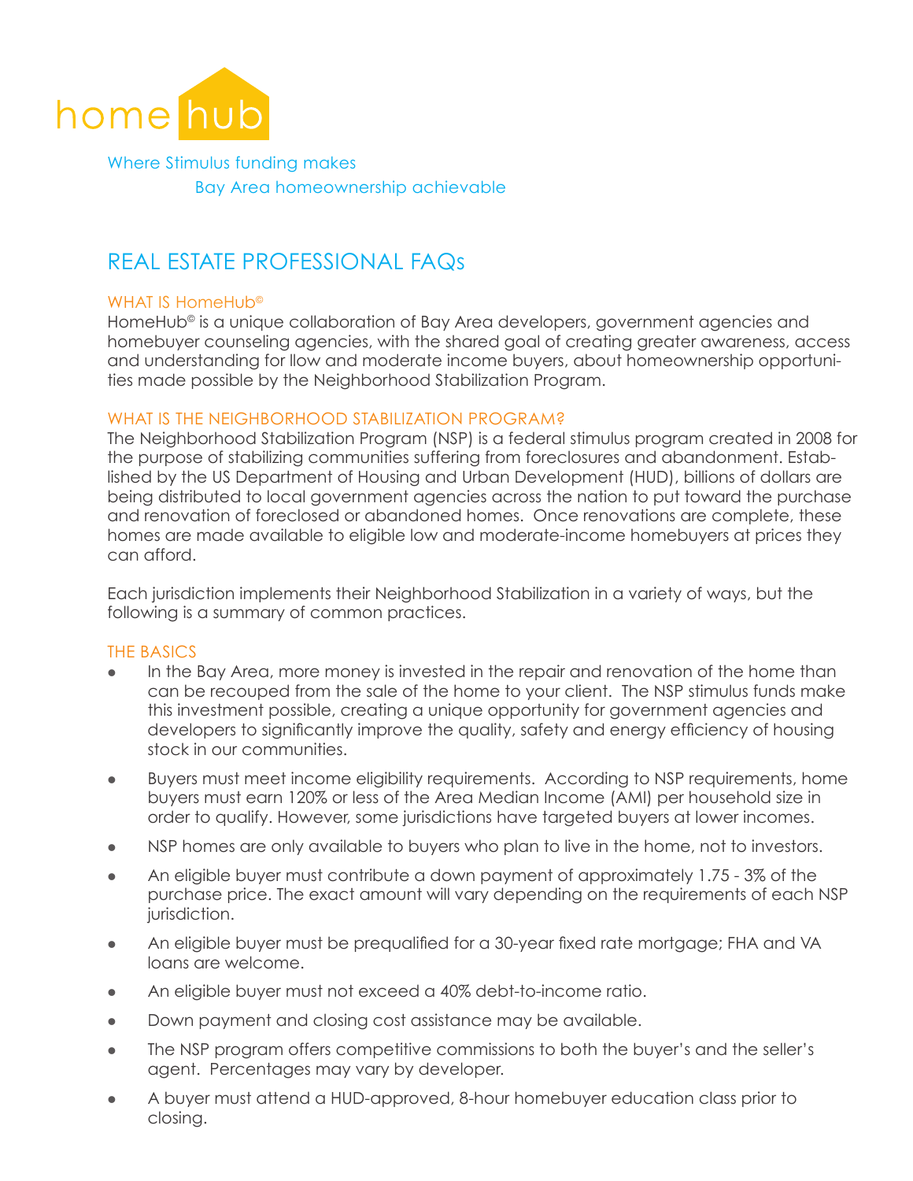home hub

Where Stimulus funding makes
Bay Area homeownership achievable

# REAL ESTATE PROFESSIONAL FAQs

## WHAT IS HomeHub©

HomeHub© is a unique collaboration of Bay Area developers, government agencies and homebuyer counseling agencies, with the shared goal of creating greater awareness, access and understanding for llow and moderate income buyers, about homeownership opportunities made possible by the Neighborhood Stabilization Program.

## WHAT IS THE NEIGHBORHOOD STABILIZATION PROGRAM?

The Neighborhood Stabilization Program (NSP) is a federal stimulus program created in 2008 for the purpose of stabilizing communities suffering from foreclosures and abandonment. Established by the US Department of Housing and Urban Development (HUD), billions of dollars are being distributed to local government agencies across the nation to put toward the purchase and renovation of foreclosed or abandoned homes. Once renovations are complete, these homes are made available to eligible low and moderate-income homebuyers at prices they can afford.

Each jurisdiction implements their Neighborhood Stabilization in a variety of ways, but the following is a summary of common practices.

## THE BASICS

- In the Bay Area, more money is invested in the repair and renovation of the home than can be recouped from the sale of the home to your client. The NSP stimulus funds make this investment possible, creating a unique opportunity for government agencies and developers to significantly improve the quality, safety and energy efficiency of housing stock in our communities.
- Buyers must meet income eligibility requirements. According to NSP requirements, home buyers must earn 120% or less of the Area Median Income (AMI) per household size in order to qualify. However, some jurisdictions have targeted buyers at lower incomes.
- NSP homes are only available to buyers who plan to live in the home, not to investors.
- An eligible buyer must contribute a down payment of approximately 1.75 - 3% of the purchase price. The exact amount will vary depending on the requirements of each NSP jurisdiction.
- An eligible buyer must be prequalified for a 30-year fixed rate mortgage; FHA and VA loans are welcome.
- An eligible buyer must not exceed a 40% debt-to-income ratio.
- Down payment and closing cost assistance may be available.
- The NSP program offers competitive commissions to both the buyer's and the seller's agent. Percentages may vary by developer.
- A buyer must attend a HUD-approved, 8-hour homebuyer education class prior to closing.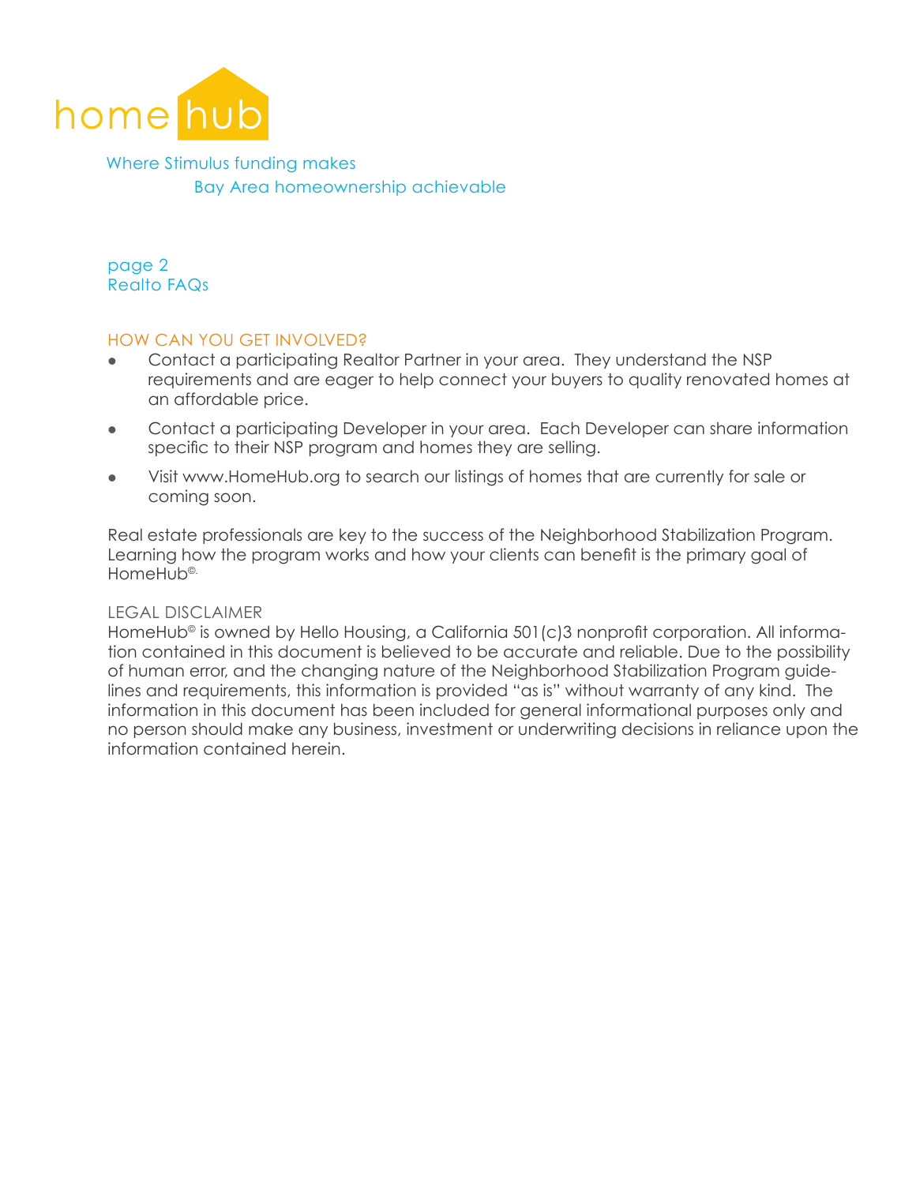home hub

Where Stimulus funding makes
Bay Area homeownership achievable

page 2
Realto FAQs

## HOW CAN YOU GET INVOLVED?

- Contact a participating Realtor Partner in your area. They understand the NSP requirements and are eager to help connect your buyers to quality renovated homes at an affordable price.
- Contact a participating Developer in your area. Each Developer can share information specific to their NSP program and homes they are selling.
- Visit www.HomeHub.org to search our listings of homes that are currently for sale or coming soon.

Real estate professionals are key to the success of the Neighborhood Stabilization Program. Learning how the program works and how your clients can benefit is the primary goal of HomeHub©.

### LEGAL DISCLAIMER

HomeHub© is owned by Hello Housing, a California 501(c)3 nonprofit corporation. All information contained in this document is believed to be accurate and reliable. Due to the possibility of human error, and the changing nature of the Neighborhood Stabilization Program guidelines and requirements, this information is provided "as is" without warranty of any kind. The information in this document has been included for general informational purposes only and no person should make any business, investment or underwriting decisions in reliance upon the information contained herein.